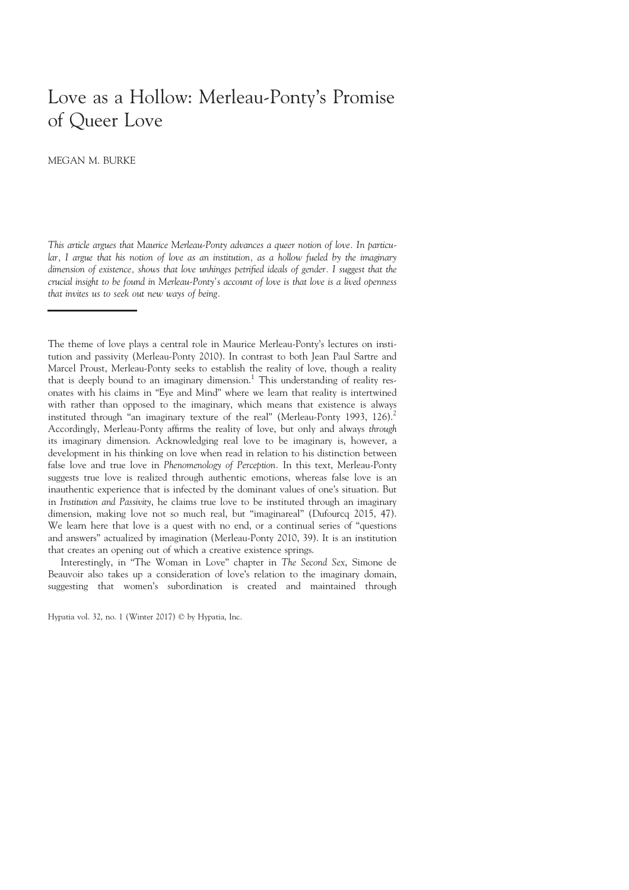# Love as a Hollow: Merleau-Ponty's Promise of Queer Love

MEGAN M. BURKE

*This article argues that Maurice Merleau-Ponty advances a queer notion of love. In particular, I argue that his notion of love as an institution, as a hollow fueled by the imaginary dimension of existence, shows that love unhinges petrified ideals of gender. I suggest that the crucial insight to be found in Merleau-Ponty's account of love is that love is a lived openness that invites us to seek out new ways of being.*

---

The theme of love plays a central role in Maurice Merleau-Ponty's lectures on institution and passivity (Merleau-Ponty 2010). In contrast to both Jean Paul Sartre and Marcel Proust, Merleau-Ponty seeks to establish the reality of love, though a reality that is deeply bound to an imaginary dimension.[1] This understanding of reality resonates with his claims in "Eye and Mind" where we learn that reality is intertwined with rather than opposed to the imaginary, which means that existence is always instituted through "an imaginary texture of the real" (Merleau-Ponty 1993, 126).[2] Accordingly, Merleau-Ponty affirms the reality of love, but only and always *through* its imaginary dimension. Acknowledging real love to be imaginary is, however, a development in his thinking on love when read in relation to his distinction between false love and true love in *Phenomenology of Perception*. In this text, Merleau-Ponty suggests true love is realized through authentic emotions, whereas false love is an inauthentic experience that is infected by the dominant values of one's situation. But in *Institution and Passivity*, he claims true love to be instituted through an imaginary dimension, making love not so much real, but "imaginareal" (Dufourcq 2015, 47). We learn here that love is a quest with no end, or a continual series of "questions and answers" actualized by imagination (Merleau-Ponty 2010, 39). It is an institution that creates an opening out of which a creative existence springs.

Interestingly, in "The Woman in Love" chapter in *The Second Sex*, Simone de Beauvoir also takes up a consideration of love's relation to the imaginary domain, suggesting that women's subordination is created and maintained through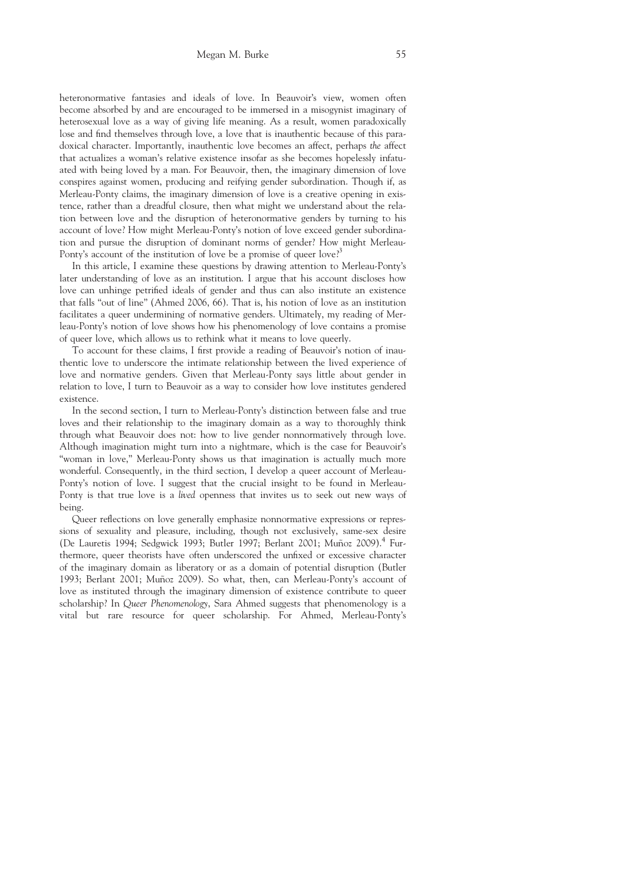heteronormative fantasies and ideals of love. In Beauvoir's view, women often become absorbed by and are encouraged to be immersed in a misogynist imaginary of heterosexual love as a way of giving life meaning. As a result, women paradoxically lose and find themselves through love, a love that is inauthentic because of this paradoxical character. Importantly, inauthentic love becomes an affect, perhaps *the* affect that actualizes a woman's relative existence insofar as she becomes hopelessly infatuated with being loved by a man. For Beauvoir, then, the imaginary dimension of love conspires against women, producing and reifying gender subordination. Though if, as Merleau-Ponty claims, the imaginary dimension of love is a creative opening in existence, rather than a dreadful closure, then what might we understand about the relation between love and the disruption of heteronormative genders by turning to his account of love? How might Merleau-Ponty's notion of love exceed gender subordination and pursue the disruption of dominant norms of gender? How might Merleau-Ponty's account of the institution of love be a promise of queer love?[3]

In this article, I examine these questions by drawing attention to Merleau-Ponty's later understanding of love as an institution. I argue that his account discloses how love can unhinge petrified ideals of gender and thus can also institute an existence that falls "out of line" (Ahmed 2006, 66). That is, his notion of love as an institution facilitates a queer undermining of normative genders. Ultimately, my reading of Merleau-Ponty's notion of love shows how his phenomenology of love contains a promise of queer love, which allows us to rethink what it means to love queerly.

To account for these claims, I first provide a reading of Beauvoir's notion of inauthentic love to underscore the intimate relationship between the lived experience of love and normative genders. Given that Merleau-Ponty says little about gender in relation to love, I turn to Beauvoir as a way to consider how love institutes gendered existence.

In the second section, I turn to Merleau-Ponty's distinction between false and true loves and their relationship to the imaginary domain as a way to thoroughly think through what Beauvoir does not: how to live gender nonnormatively through love. Although imagination might turn into a nightmare, which is the case for Beauvoir's "woman in love," Merleau-Ponty shows us that imagination is actually much more wonderful. Consequently, in the third section, I develop a queer account of Merleau-Ponty's notion of love. I suggest that the crucial insight to be found in Merleau-Ponty is that true love is a *lived* openness that invites us to seek out new ways of being.

Queer reflections on love generally emphasize nonnormative expressions or repressions of sexuality and pleasure, including, though not exclusively, same-sex desire (De Lauretis 1994; Sedgwick 1993; Butler 1997; Berlant 2001; Muñoz 2009).[4] Furthermore, queer theorists have often underscored the unfixed or excessive character of the imaginary domain as liberatory or as a domain of potential disruption (Butler 1993; Berlant 2001; Muñoz 2009). So what, then, can Merleau-Ponty's account of love as instituted through the imaginary dimension of existence contribute to queer scholarship? In *Queer Phenomenology*, Sara Ahmed suggests that phenomenology is a vital but rare resource for queer scholarship. For Ahmed, Merleau-Ponty's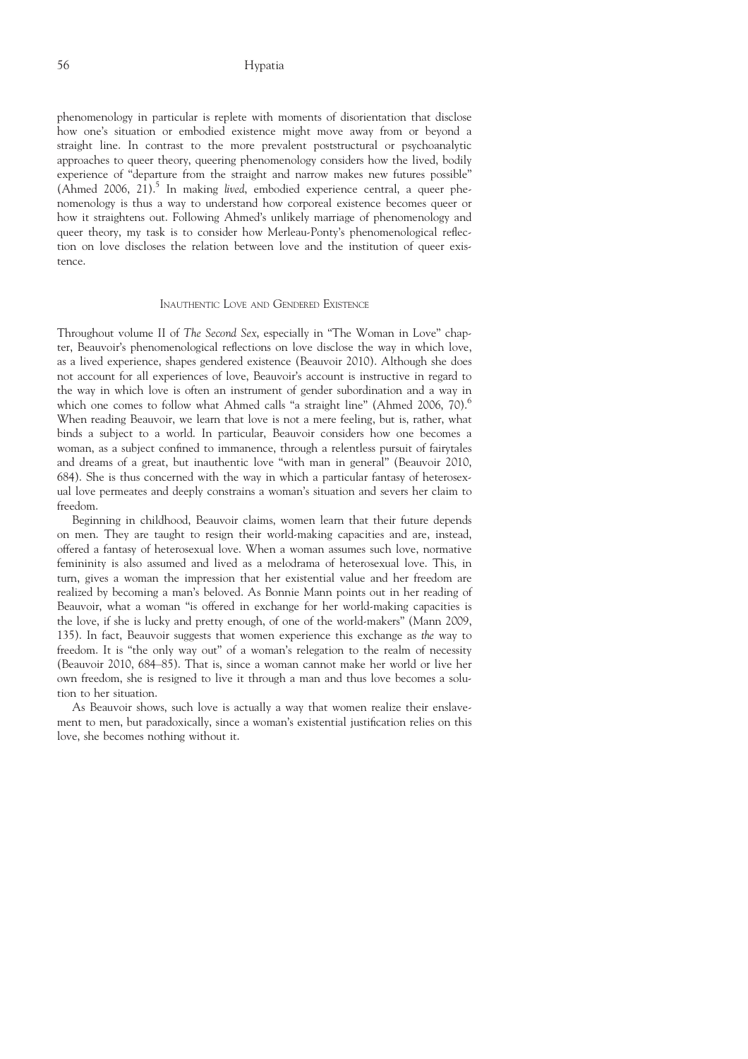phenomenology in particular is replete with moments of disorientation that disclose how one's situation or embodied existence might move away from or beyond a straight line. In contrast to the more prevalent poststructural or psychoanalytic approaches to queer theory, queering phenomenology considers how the lived, bodily experience of "departure from the straight and narrow makes new futures possible" (Ahmed 2006, 21).[5] In making *lived*, embodied experience central, a queer phenomenology is thus a way to understand how corporeal existence becomes queer or how it straightens out. Following Ahmed's unlikely marriage of phenomenology and queer theory, my task is to consider how Merleau-Ponty's phenomenological reflection on love discloses the relation between love and the institution of queer existence.

## Inauthentic Love and Gendered Existence

Throughout volume II of *The Second Sex*, especially in "The Woman in Love" chapter, Beauvoir's phenomenological reflections on love disclose the way in which love, as a lived experience, shapes gendered existence (Beauvoir 2010). Although she does not account for all experiences of love, Beauvoir's account is instructive in regard to the way in which love is often an instrument of gender subordination and a way in which one comes to follow what Ahmed calls "a straight line" (Ahmed 2006, 70).[6] When reading Beauvoir, we learn that love is not a mere feeling, but is, rather, what binds a subject to a world. In particular, Beauvoir considers how one becomes a woman, as a subject confined to immanence, through a relentless pursuit of fairytales and dreams of a great, but inauthentic love "with man in general" (Beauvoir 2010, 684). She is thus concerned with the way in which a particular fantasy of heterosexual love permeates and deeply constrains a woman's situation and severs her claim to freedom.

Beginning in childhood, Beauvoir claims, women learn that their future depends on men. They are taught to resign their world-making capacities and are, instead, offered a fantasy of heterosexual love. When a woman assumes such love, normative femininity is also assumed and lived as a melodrama of heterosexual love. This, in turn, gives a woman the impression that her existential value and her freedom are realized by becoming a man's beloved. As Bonnie Mann points out in her reading of Beauvoir, what a woman "is offered in exchange for her world-making capacities is the love, if she is lucky and pretty enough, of one of the world-makers" (Mann 2009, 135). In fact, Beauvoir suggests that women experience this exchange as *the* way to freedom. It is "the only way out" of a woman's relegation to the realm of necessity (Beauvoir 2010, 684–85). That is, since a woman cannot make her world or live her own freedom, she is resigned to live it through a man and thus love becomes a solution to her situation.

As Beauvoir shows, such love is actually a way that women realize their enslavement to men, but paradoxically, since a woman's existential justification relies on this love, she becomes nothing without it.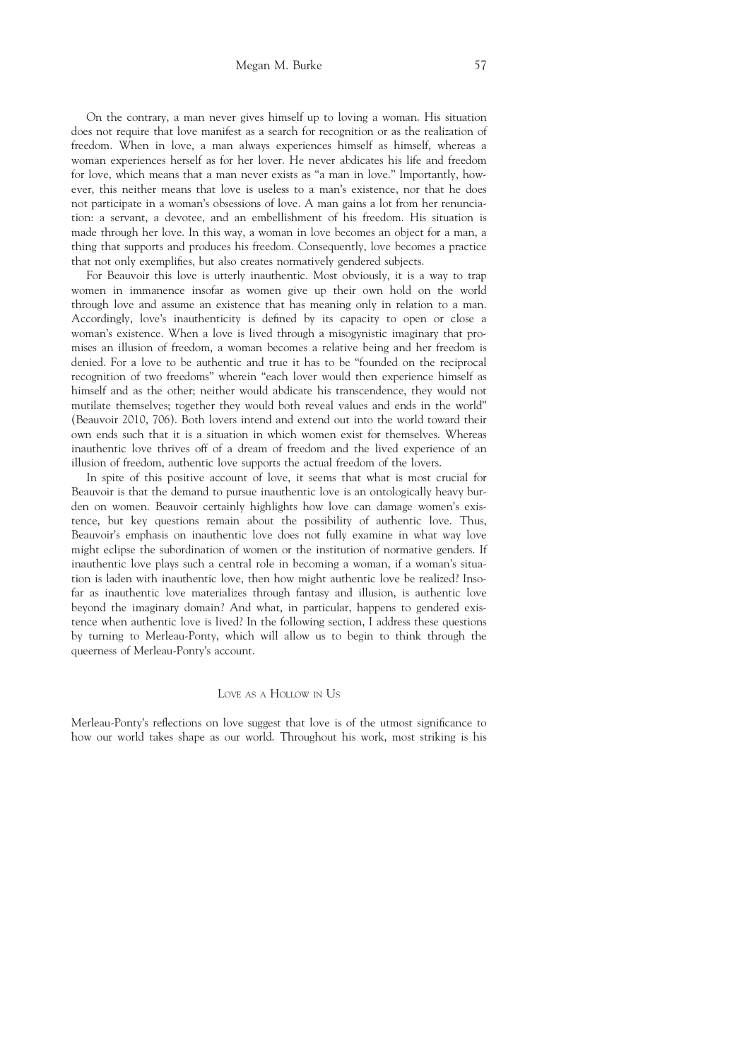On the contrary, a man never gives himself up to loving a woman. His situation does not require that love manifest as a search for recognition or as the realization of freedom. When in love, a man always experiences himself as himself, whereas a woman experiences herself as for her lover. He never abdicates his life and freedom for love, which means that a man never exists as "a man in love." Importantly, however, this neither means that love is useless to a man's existence, nor that he does not participate in a woman's obsessions of love. A man gains a lot from her renunciation: a servant, a devotee, and an embellishment of his freedom. His situation is made through her love. In this way, a woman in love becomes an object for a man, a thing that supports and produces his freedom. Consequently, love becomes a practice that not only exemplifies, but also creates normatively gendered subjects.

For Beauvoir this love is utterly inauthentic. Most obviously, it is a way to trap women in immanence insofar as women give up their own hold on the world through love and assume an existence that has meaning only in relation to a man. Accordingly, love's inauthenticity is defined by its capacity to open or close a woman's existence. When a love is lived through a misogynistic imaginary that promises an illusion of freedom, a woman becomes a relative being and her freedom is denied. For a love to be authentic and true it has to be "founded on the reciprocal recognition of two freedoms" wherein "each lover would then experience himself as himself and as the other; neither would abdicate his transcendence, they would not mutilate themselves; together they would both reveal values and ends in the world" (Beauvoir 2010, 706). Both lovers intend and extend out into the world toward their own ends such that it is a situation in which women exist for themselves. Whereas inauthentic love thrives off of a dream of freedom and the lived experience of an illusion of freedom, authentic love supports the actual freedom of the lovers.

In spite of this positive account of love, it seems that what is most crucial for Beauvoir is that the demand to pursue inauthentic love is an ontologically heavy burden on women. Beauvoir certainly highlights how love can damage women's existence, but key questions remain about the possibility of authentic love. Thus, Beauvoir's emphasis on inauthentic love does not fully examine in what way love might eclipse the subordination of women or the institution of normative genders. If inauthentic love plays such a central role in becoming a woman, if a woman's situation is laden with inauthentic love, then how might authentic love be realized? Insofar as inauthentic love materializes through fantasy and illusion, is authentic love beyond the imaginary domain? And what, in particular, happens to gendered existence when authentic love is lived? In the following section, I address these questions by turning to Merleau-Ponty, which will allow us to begin to think through the queerness of Merleau-Ponty's account.

## Love as a Hollow in Us

Merleau-Ponty's reflections on love suggest that love is of the utmost significance to how our world takes shape as our world. Throughout his work, most striking is his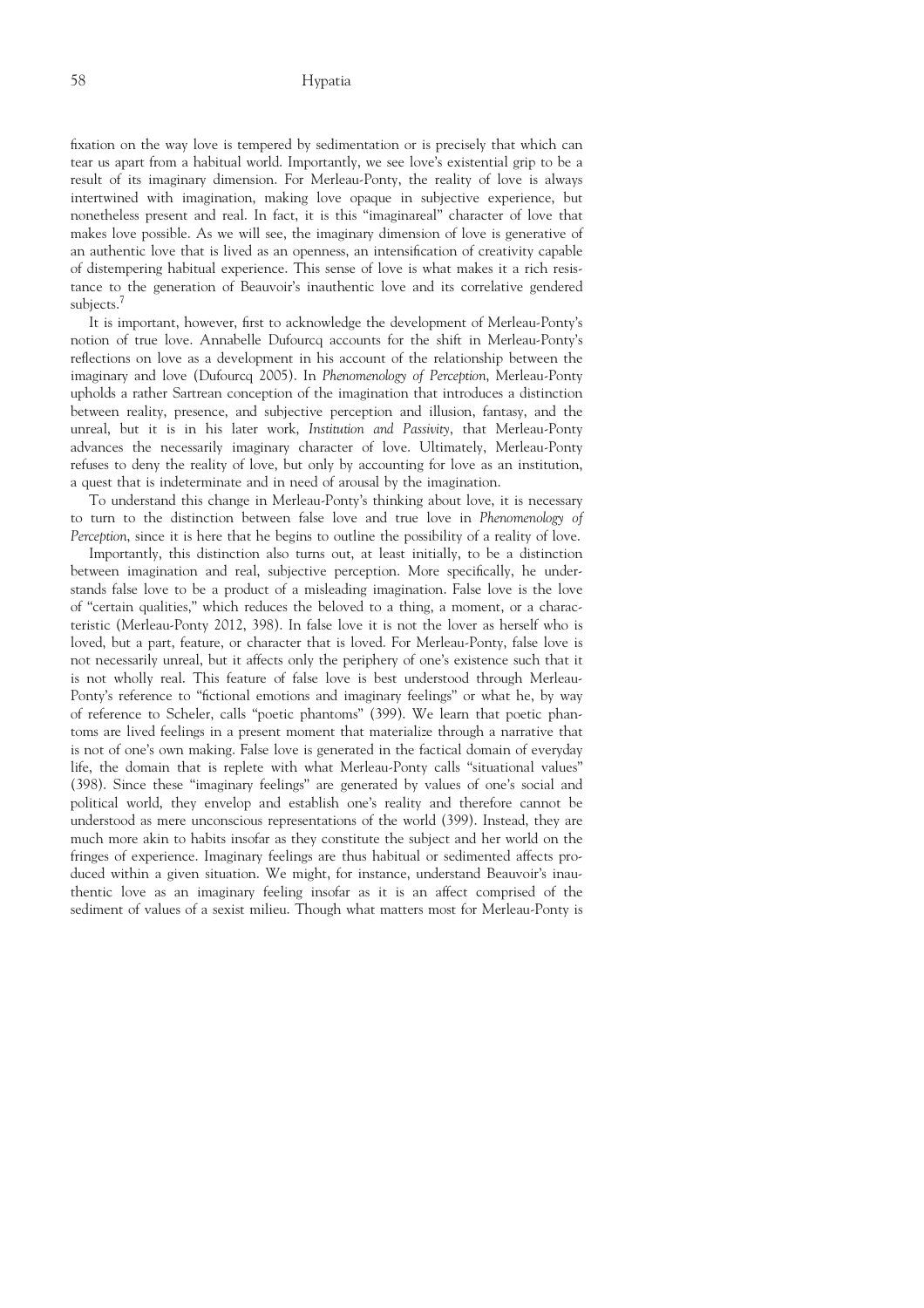fixation on the way love is tempered by sedimentation or is precisely that which can tear us apart from a habitual world. Importantly, we see love's existential grip to be a result of its imaginary dimension. For Merleau-Ponty, the reality of love is always intertwined with imagination, making love opaque in subjective experience, but nonetheless present and real. In fact, it is this "imaginareal" character of love that makes love possible. As we will see, the imaginary dimension of love is generative of an authentic love that is lived as an openness, an intensification of creativity capable of distempering habitual experience. This sense of love is what makes it a rich resistance to the generation of Beauvoir's inauthentic love and its correlative gendered subjects.[7]

It is important, however, first to acknowledge the development of Merleau-Ponty's notion of true love. Annabelle Dufourcq accounts for the shift in Merleau-Ponty's reflections on love as a development in his account of the relationship between the imaginary and love (Dufourcq 2005). In *Phenomenology of Perception*, Merleau-Ponty upholds a rather Sartrean conception of the imagination that introduces a distinction between reality, presence, and subjective perception and illusion, fantasy, and the unreal, but it is in his later work, *Institution and Passivity*, that Merleau-Ponty advances the necessarily imaginary character of love. Ultimately, Merleau-Ponty refuses to deny the reality of love, but only by accounting for love as an institution, a quest that is indeterminate and in need of arousal by the imagination.

To understand this change in Merleau-Ponty's thinking about love, it is necessary to turn to the distinction between false love and true love in *Phenomenology of Perception*, since it is here that he begins to outline the possibility of a reality of love.

Importantly, this distinction also turns out, at least initially, to be a distinction between imagination and real, subjective perception. More specifically, he understands false love to be a product of a misleading imagination. False love is the love of "certain qualities," which reduces the beloved to a thing, a moment, or a characteristic (Merleau-Ponty 2012, 398). In false love it is not the lover as herself who is loved, but a part, feature, or character that is loved. For Merleau-Ponty, false love is not necessarily unreal, but it affects only the periphery of one's existence such that it is not wholly real. This feature of false love is best understood through Merleau-Ponty's reference to "fictional emotions and imaginary feelings" or what he, by way of reference to Scheler, calls "poetic phantoms" (399). We learn that poetic phantoms are lived feelings in a present moment that materialize through a narrative that is not of one's own making. False love is generated in the factical domain of everyday life, the domain that is replete with what Merleau-Ponty calls "situational values" (398). Since these "imaginary feelings" are generated by values of one's social and political world, they envelop and establish one's reality and therefore cannot be understood as mere unconscious representations of the world (399). Instead, they are much more akin to habits insofar as they constitute the subject and her world on the fringes of experience. Imaginary feelings are thus habitual or sedimented affects produced within a given situation. We might, for instance, understand Beauvoir's inauthentic love as an imaginary feeling insofar as it is an affect comprised of the sediment of values of a sexist milieu. Though what matters most for Merleau-Ponty is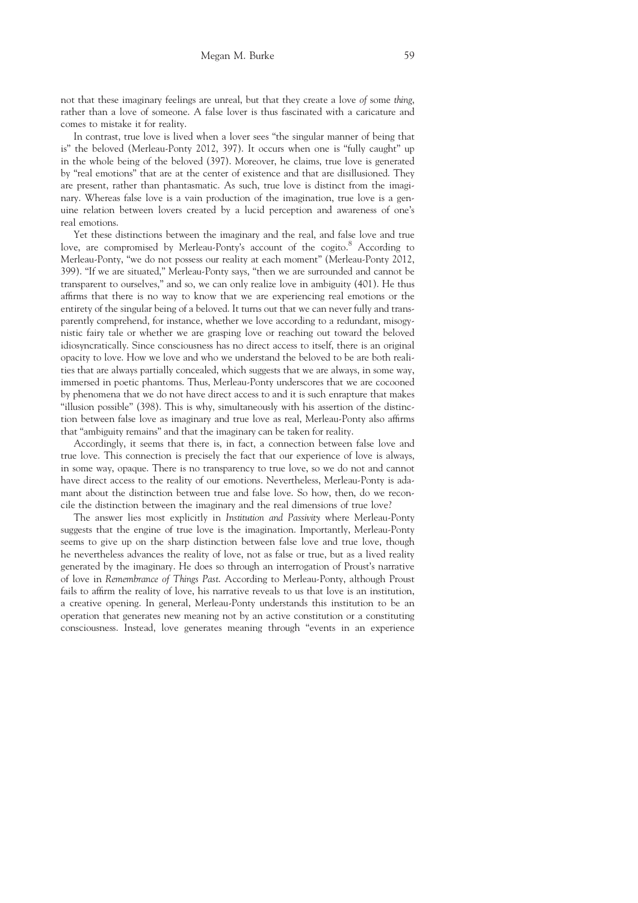not that these imaginary feelings are unreal, but that they create a love *of* some *thing*, rather than a love of someone. A false lover is thus fascinated with a caricature and comes to mistake it for reality.

In contrast, true love is lived when a lover sees "the singular manner of being that is" the beloved (Merleau-Ponty 2012, 397). It occurs when one is "fully caught" up in the whole being of the beloved (397). Moreover, he claims, true love is generated by "real emotions" that are at the center of existence and that are disillusioned. They are present, rather than phantasmatic. As such, true love is distinct from the imaginary. Whereas false love is a vain production of the imagination, true love is a genuine relation between lovers created by a lucid perception and awareness of one's real emotions.

Yet these distinctions between the imaginary and the real, and false love and true love, are compromised by Merleau-Ponty's account of the cogito.[8] According to Merleau-Ponty, "we do not possess our reality at each moment" (Merleau-Ponty 2012, 399). "If we are situated," Merleau-Ponty says, "then we are surrounded and cannot be transparent to ourselves," and so, we can only realize love in ambiguity (401). He thus affirms that there is no way to know that we are experiencing real emotions or the entirety of the singular being of a beloved. It turns out that we can never fully and transparently comprehend, for instance, whether we love according to a redundant, misogynistic fairy tale or whether we are grasping love or reaching out toward the beloved idiosyncratically. Since consciousness has no direct access to itself, there is an original opacity to love. How we love and who we understand the beloved to be are both realities that are always partially concealed, which suggests that we are always, in some way, immersed in poetic phantoms. Thus, Merleau-Ponty underscores that we are cocooned by phenomena that we do not have direct access to and it is such enrapture that makes "illusion possible" (398). This is why, simultaneously with his assertion of the distinction between false love as imaginary and true love as real, Merleau-Ponty also affirms that "ambiguity remains" and that the imaginary can be taken for reality.

Accordingly, it seems that there is, in fact, a connection between false love and true love. This connection is precisely the fact that our experience of love is always, in some way, opaque. There is no transparency to true love, so we do not and cannot have direct access to the reality of our emotions. Nevertheless, Merleau-Ponty is adamant about the distinction between true and false love. So how, then, do we reconcile the distinction between the imaginary and the real dimensions of true love?

The answer lies most explicitly in *Institution and Passivity* where Merleau-Ponty suggests that the engine of true love is the imagination. Importantly, Merleau-Ponty seems to give up on the sharp distinction between false love and true love, though he nevertheless advances the reality of love, not as false or true, but as a lived reality generated by the imaginary. He does so through an interrogation of Proust's narrative of love in *Remembrance of Things Past*. According to Merleau-Ponty, although Proust fails to affirm the reality of love, his narrative reveals to us that love is an institution, a creative opening. In general, Merleau-Ponty understands this institution to be an operation that generates new meaning not by an active constitution or a constituting consciousness. Instead, love generates meaning through "events in an experience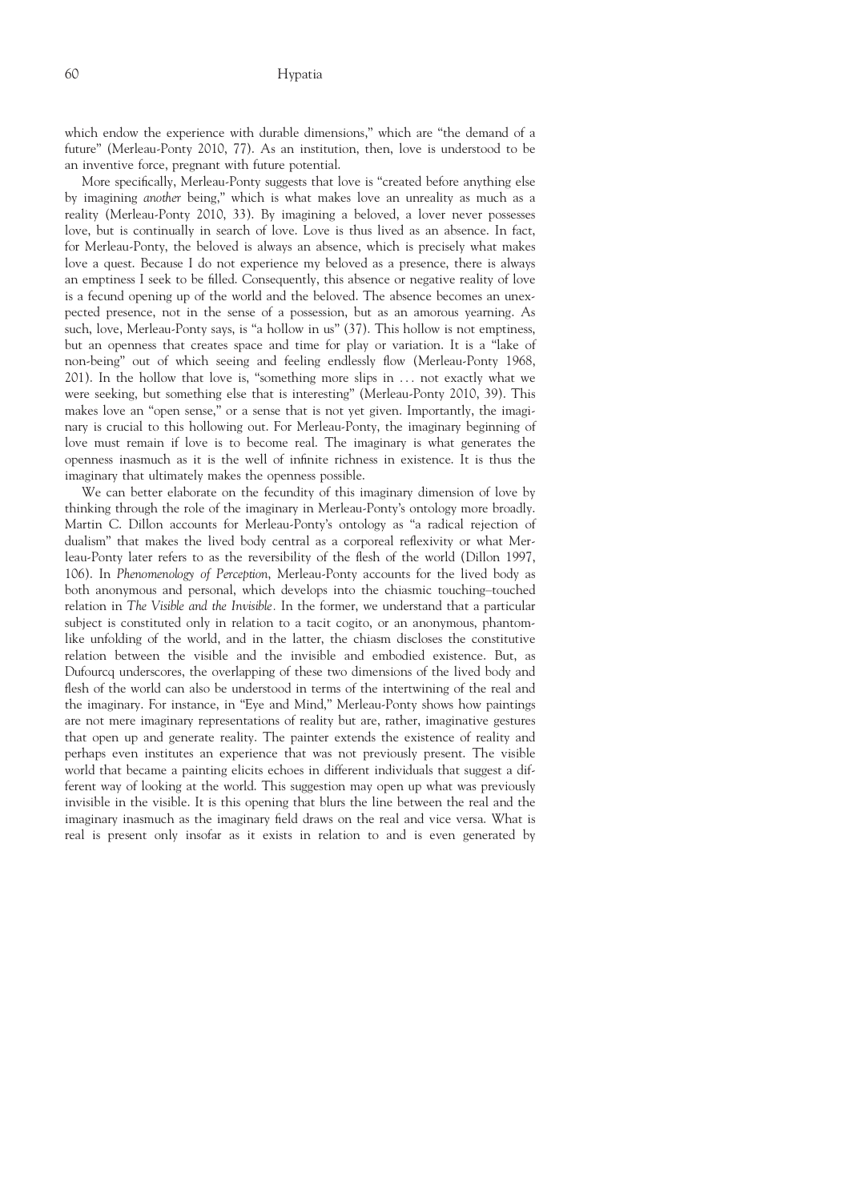which endow the experience with durable dimensions," which are "the demand of a future" (Merleau-Ponty 2010, 77). As an institution, then, love is understood to be an inventive force, pregnant with future potential.

More specifically, Merleau-Ponty suggests that love is "created before anything else by imagining *another* being," which is what makes love an unreality as much as a reality (Merleau-Ponty 2010, 33). By imagining a beloved, a lover never possesses love, but is continually in search of love. Love is thus lived as an absence. In fact, for Merleau-Ponty, the beloved is always an absence, which is precisely what makes love a quest. Because I do not experience my beloved as a presence, there is always an emptiness I seek to be filled. Consequently, this absence or negative reality of love is a fecund opening up of the world and the beloved. The absence becomes an unexpected presence, not in the sense of a possession, but as an amorous yearning. As such, love, Merleau-Ponty says, is "a hollow in us" (37). This hollow is not emptiness, but an openness that creates space and time for play or variation. It is a "lake of non-being" out of which seeing and feeling endlessly flow (Merleau-Ponty 1968, 201). In the hollow that love is, "something more slips in … not exactly what we were seeking, but something else that is interesting" (Merleau-Ponty 2010, 39). This makes love an "open sense," or a sense that is not yet given. Importantly, the imaginary is crucial to this hollowing out. For Merleau-Ponty, the imaginary beginning of love must remain if love is to become real. The imaginary is what generates the openness inasmuch as it is the well of infinite richness in existence. It is thus the imaginary that ultimately makes the openness possible.

We can better elaborate on the fecundity of this imaginary dimension of love by thinking through the role of the imaginary in Merleau-Ponty's ontology more broadly. Martin C. Dillon accounts for Merleau-Ponty's ontology as "a radical rejection of dualism" that makes the lived body central as a corporeal reflexivity or what Merleau-Ponty later refers to as the reversibility of the flesh of the world (Dillon 1997, 106). In *Phenomenology of Perception*, Merleau-Ponty accounts for the lived body as both anonymous and personal, which develops into the chiasmic touching–touched relation in *The Visible and the Invisible*. In the former, we understand that a particular subject is constituted only in relation to a tacit cogito, or an anonymous, phantom-like unfolding of the world, and in the latter, the chiasm discloses the constitutive relation between the visible and the invisible and embodied existence. But, as Dufourcq underscores, the overlapping of these two dimensions of the lived body and flesh of the world can also be understood in terms of the intertwining of the real and the imaginary. For instance, in "Eye and Mind," Merleau-Ponty shows how paintings are not mere imaginary representations of reality but are, rather, imaginative gestures that open up and generate reality. The painter extends the existence of reality and perhaps even institutes an experience that was not previously present. The visible world that became a painting elicits echoes in different individuals that suggest a different way of looking at the world. This suggestion may open up what was previously invisible in the visible. It is this opening that blurs the line between the real and the imaginary inasmuch as the imaginary field draws on the real and vice versa. What is real is present only insofar as it exists in relation to and is even generated by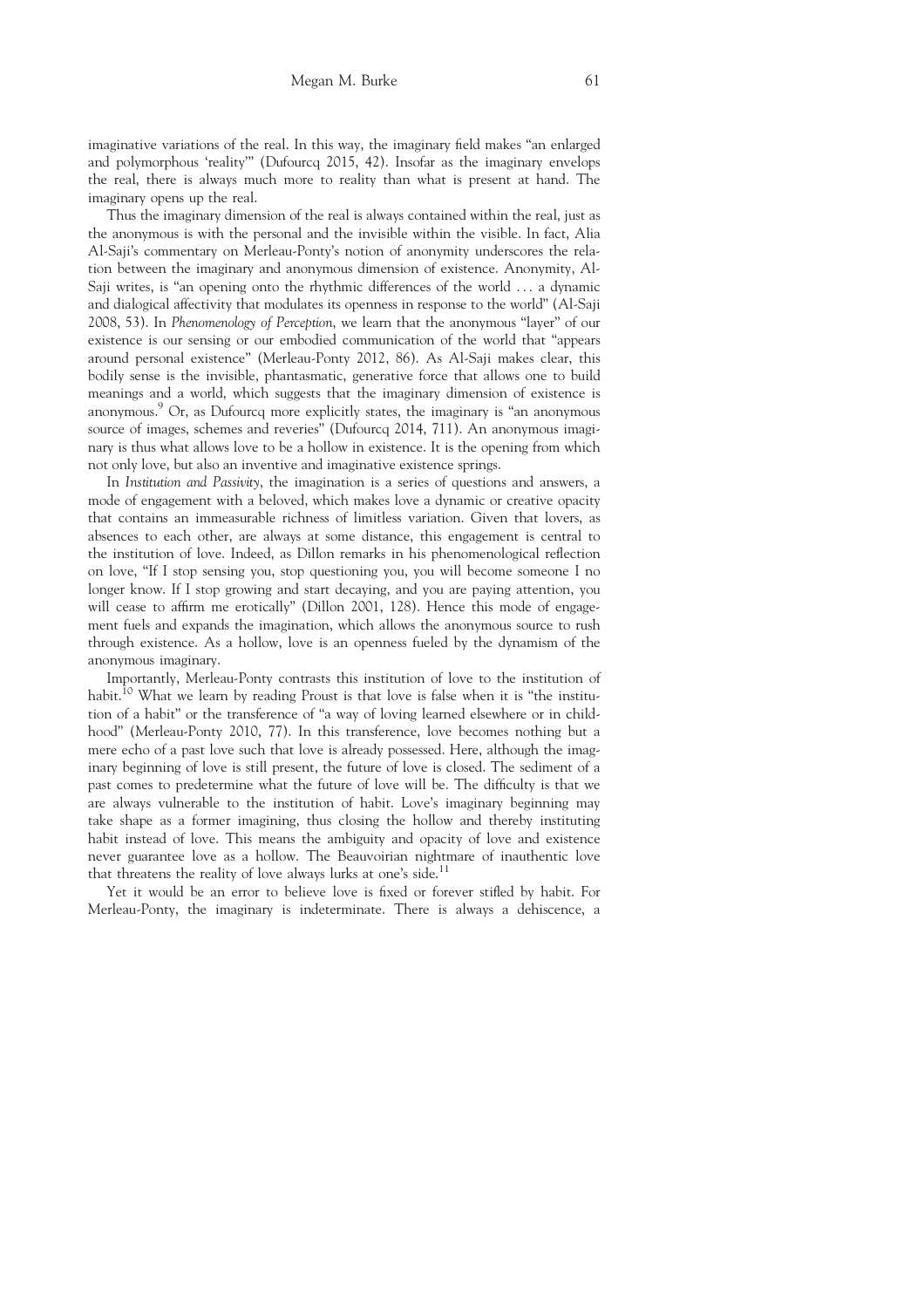imaginative variations of the real. In this way, the imaginary field makes "an enlarged and polymorphous 'reality'" (Dufourcq 2015, 42). Insofar as the imaginary envelops the real, there is always much more to reality than what is present at hand. The imaginary opens up the real.

Thus the imaginary dimension of the real is always contained within the real, just as the anonymous is with the personal and the invisible within the visible. In fact, Alia Al-Saji's commentary on Merleau-Ponty's notion of anonymity underscores the relation between the imaginary and anonymous dimension of existence. Anonymity, Al-Saji writes, is "an opening onto the rhythmic differences of the world . . . a dynamic and dialogical affectivity that modulates its openness in response to the world" (Al-Saji 2008, 53). In *Phenomenology of Perception*, we learn that the anonymous "layer" of our existence is our sensing or our embodied communication of the world that "appears around personal existence" (Merleau-Ponty 2012, 86). As Al-Saji makes clear, this bodily sense is the invisible, phantasmatic, generative force that allows one to build meanings and a world, which suggests that the imaginary dimension of existence is anonymous.[9] Or, as Dufourcq more explicitly states, the imaginary is "an anonymous source of images, schemes and reveries" (Dufourcq 2014, 711). An anonymous imaginary is thus what allows love to be a hollow in existence. It is the opening from which not only love, but also an inventive and imaginative existence springs.

In *Institution and Passivity*, the imagination is a series of questions and answers, a mode of engagement with a beloved, which makes love a dynamic or creative opacity that contains an immeasurable richness of limitless variation. Given that lovers, as absences to each other, are always at some distance, this engagement is central to the institution of love. Indeed, as Dillon remarks in his phenomenological reflection on love, "If I stop sensing you, stop questioning you, you will become someone I no longer know. If I stop growing and start decaying, and you are paying attention, you will cease to affirm me erotically" (Dillon 2001, 128). Hence this mode of engagement fuels and expands the imagination, which allows the anonymous source to rush through existence. As a hollow, love is an openness fueled by the dynamism of the anonymous imaginary.

Importantly, Merleau-Ponty contrasts this institution of love to the institution of habit.[10] What we learn by reading Proust is that love is false when it is "the institution of a habit" or the transference of "a way of loving learned elsewhere or in childhood" (Merleau-Ponty 2010, 77). In this transference, love becomes nothing but a mere echo of a past love such that love is already possessed. Here, although the imaginary beginning of love is still present, the future of love is closed. The sediment of a past comes to predetermine what the future of love will be. The difficulty is that we are always vulnerable to the institution of habit. Love's imaginary beginning may take shape as a former imagining, thus closing the hollow and thereby instituting habit instead of love. This means the ambiguity and opacity of love and existence never guarantee love as a hollow. The Beauvoirian nightmare of inauthentic love that threatens the reality of love always lurks at one's side.[11]

Yet it would be an error to believe love is fixed or forever stifled by habit. For Merleau-Ponty, the imaginary is indeterminate. There is always a dehiscence, a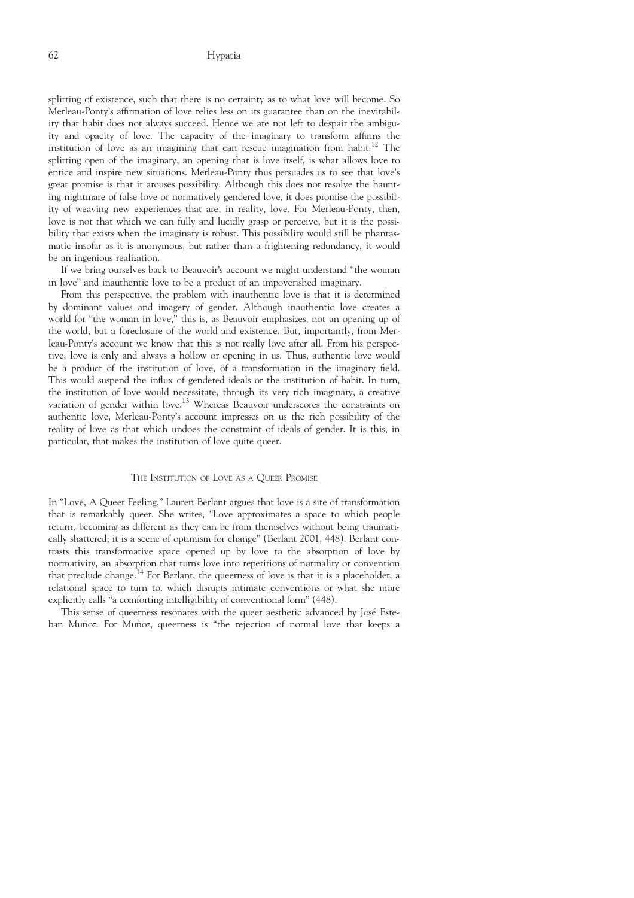splitting of existence, such that there is no certainty as to what love will become. So Merleau-Ponty's affirmation of love relies less on its guarantee than on the inevitability that habit does not always succeed. Hence we are not left to despair the ambiguity and opacity of love. The capacity of the imaginary to transform affirms the institution of love as an imagining that can rescue imagination from habit.[12] The splitting open of the imaginary, an opening that is love itself, is what allows love to entice and inspire new situations. Merleau-Ponty thus persuades us to see that love's great promise is that it arouses possibility. Although this does not resolve the haunting nightmare of false love or normatively gendered love, it does promise the possibility of weaving new experiences that are, in reality, love. For Merleau-Ponty, then, love is not that which we can fully and lucidly grasp or perceive, but it is the possibility that exists when the imaginary is robust. This possibility would still be phantasmatic insofar as it is anonymous, but rather than a frightening redundancy, it would be an ingenious realization.

If we bring ourselves back to Beauvoir's account we might understand "the woman in love" and inauthentic love to be a product of an impoverished imaginary.

From this perspective, the problem with inauthentic love is that it is determined by dominant values and imagery of gender. Although inauthentic love creates a world for "the woman in love," this is, as Beauvoir emphasizes, not an opening up of the world, but a foreclosure of the world and existence. But, importantly, from Merleau-Ponty's account we know that this is not really love after all. From his perspective, love is only and always a hollow or opening in us. Thus, authentic love would be a product of the institution of love, of a transformation in the imaginary field. This would suspend the influx of gendered ideals or the institution of habit. In turn, the institution of love would necessitate, through its very rich imaginary, a creative variation of gender within love.[13] Whereas Beauvoir underscores the constraints on authentic love, Merleau-Ponty's account impresses on us the rich possibility of the reality of love as that which undoes the constraint of ideals of gender. It is this, in particular, that makes the institution of love quite queer.

## The Institution of Love as a Queer Promise

In "Love, A Queer Feeling," Lauren Berlant argues that love is a site of transformation that is remarkably queer. She writes, "Love approximates a space to which people return, becoming as different as they can be from themselves without being traumatically shattered; it is a scene of optimism for change" (Berlant 2001, 448). Berlant contrasts this transformative space opened up by love to the absorption of love by normativity, an absorption that turns love into repetitions of normality or convention that preclude change.[14] For Berlant, the queerness of love is that it is a placeholder, a relational space to turn to, which disrupts intimate conventions or what she more explicitly calls "a comforting intelligibility of conventional form" (448).

This sense of queerness resonates with the queer aesthetic advanced by José Esteban Muñoz. For Muñoz, queerness is "the rejection of normal love that keeps a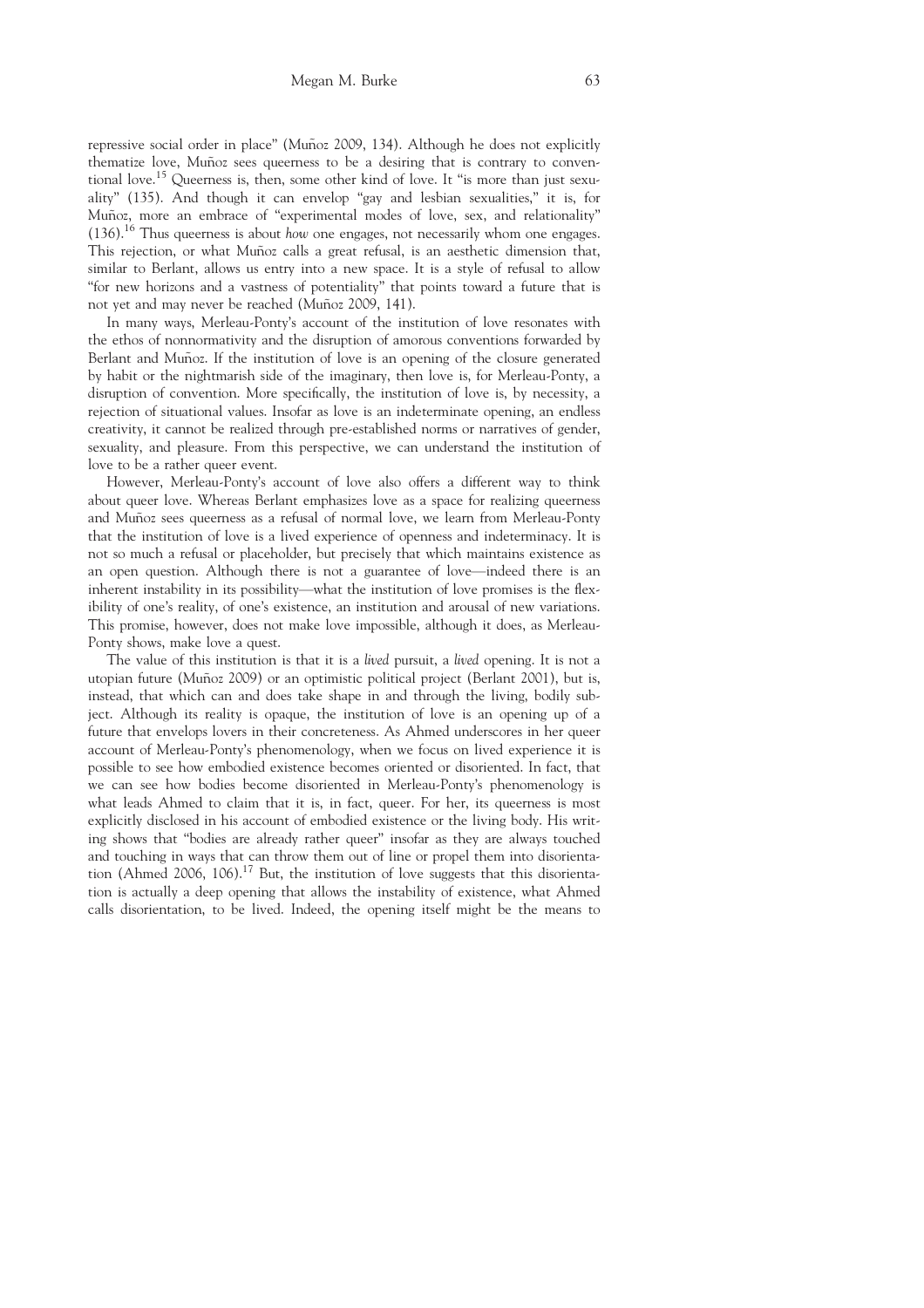repressive social order in place" (Muñoz 2009, 134). Although he does not explicitly thematize love, Muñoz sees queerness to be a desiring that is contrary to conventional love.[15] Queerness is, then, some other kind of love. It "is more than just sexuality" (135). And though it can envelop "gay and lesbian sexualities," it is, for Muñoz, more an embrace of "experimental modes of love, sex, and relationality" (136).[16] Thus queerness is about *how* one engages, not necessarily whom one engages. This rejection, or what Muñoz calls a great refusal, is an aesthetic dimension that, similar to Berlant, allows us entry into a new space. It is a style of refusal to allow "for new horizons and a vastness of potentiality" that points toward a future that is not yet and may never be reached (Muñoz 2009, 141).

In many ways, Merleau-Ponty's account of the institution of love resonates with the ethos of nonnormativity and the disruption of amorous conventions forwarded by Berlant and Muñoz. If the institution of love is an opening of the closure generated by habit or the nightmarish side of the imaginary, then love is, for Merleau-Ponty, a disruption of convention. More specifically, the institution of love is, by necessity, a rejection of situational values. Insofar as love is an indeterminate opening, an endless creativity, it cannot be realized through pre-established norms or narratives of gender, sexuality, and pleasure. From this perspective, we can understand the institution of love to be a rather queer event.

However, Merleau-Ponty's account of love also offers a different way to think about queer love. Whereas Berlant emphasizes love as a space for realizing queerness and Muñoz sees queerness as a refusal of normal love, we learn from Merleau-Ponty that the institution of love is a lived experience of openness and indeterminacy. It is not so much a refusal or placeholder, but precisely that which maintains existence as an open question. Although there is not a guarantee of love—indeed there is an inherent instability in its possibility—what the institution of love promises is the flexibility of one's reality, of one's existence, an institution and arousal of new variations. This promise, however, does not make love impossible, although it does, as Merleau-Ponty shows, make love a quest.

The value of this institution is that it is a *lived* pursuit, a *lived* opening. It is not a utopian future (Muñoz 2009) or an optimistic political project (Berlant 2001), but is, instead, that which can and does take shape in and through the living, bodily subject. Although its reality is opaque, the institution of love is an opening up of a future that envelops lovers in their concreteness. As Ahmed underscores in her queer account of Merleau-Ponty's phenomenology, when we focus on lived experience it is possible to see how embodied existence becomes oriented or disoriented. In fact, that we can see how bodies become disoriented in Merleau-Ponty's phenomenology is what leads Ahmed to claim that it is, in fact, queer. For her, its queerness is most explicitly disclosed in his account of embodied existence or the living body. His writing shows that "bodies are already rather queer" insofar as they are always touched and touching in ways that can throw them out of line or propel them into disorientation (Ahmed 2006, 106).[17] But, the institution of love suggests that this disorientation is actually a deep opening that allows the instability of existence, what Ahmed calls disorientation, to be lived. Indeed, the opening itself might be the means to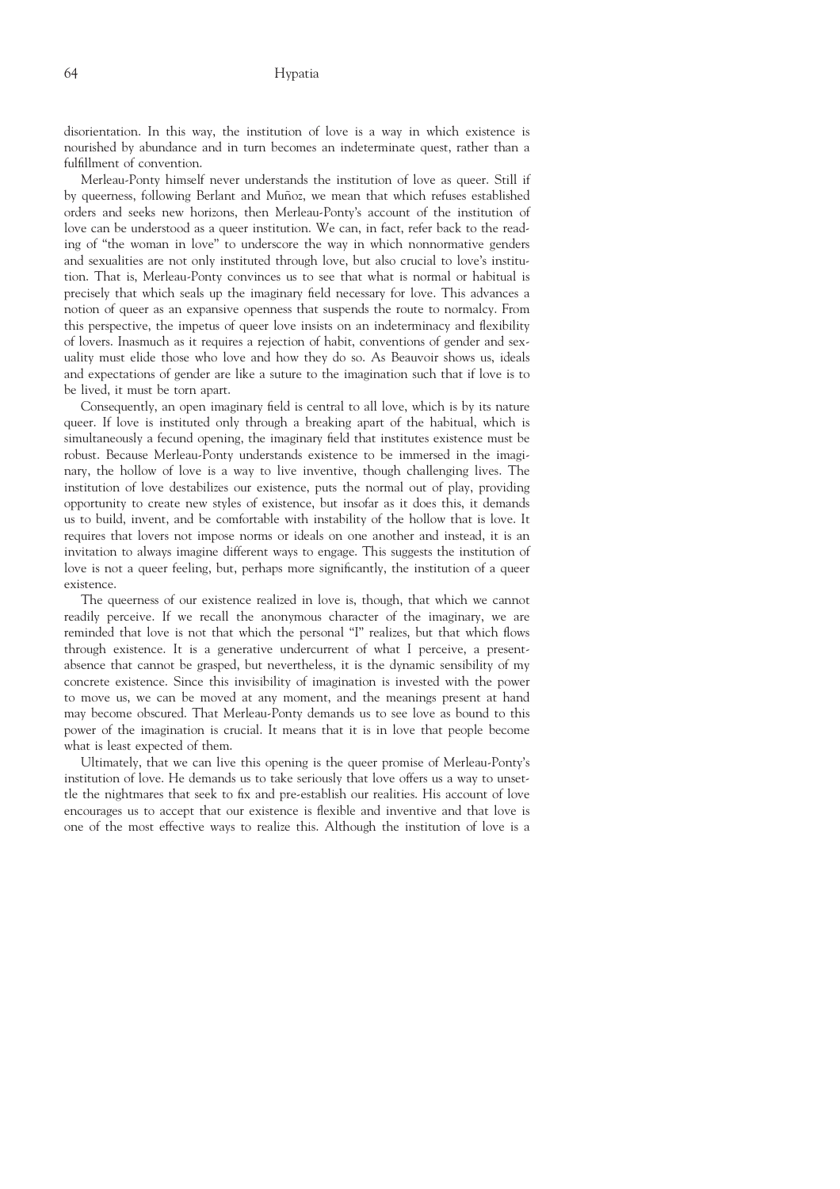disorientation. In this way, the institution of love is a way in which existence is nourished by abundance and in turn becomes an indeterminate quest, rather than a fulfillment of convention.

Merleau-Ponty himself never understands the institution of love as queer. Still if by queerness, following Berlant and Muñoz, we mean that which refuses established orders and seeks new horizons, then Merleau-Ponty's account of the institution of love can be understood as a queer institution. We can, in fact, refer back to the reading of "the woman in love" to underscore the way in which nonnormative genders and sexualities are not only instituted through love, but also crucial to love's institution. That is, Merleau-Ponty convinces us to see that what is normal or habitual is precisely that which seals up the imaginary field necessary for love. This advances a notion of queer as an expansive openness that suspends the route to normalcy. From this perspective, the impetus of queer love insists on an indeterminacy and flexibility of lovers. Inasmuch as it requires a rejection of habit, conventions of gender and sexuality must elide those who love and how they do so. As Beauvoir shows us, ideals and expectations of gender are like a suture to the imagination such that if love is to be lived, it must be torn apart.

Consequently, an open imaginary field is central to all love, which is by its nature queer. If love is instituted only through a breaking apart of the habitual, which is simultaneously a fecund opening, the imaginary field that institutes existence must be robust. Because Merleau-Ponty understands existence to be immersed in the imaginary, the hollow of love is a way to live inventive, though challenging lives. The institution of love destabilizes our existence, puts the normal out of play, providing opportunity to create new styles of existence, but insofar as it does this, it demands us to build, invent, and be comfortable with instability of the hollow that is love. It requires that lovers not impose norms or ideals on one another and instead, it is an invitation to always imagine different ways to engage. This suggests the institution of love is not a queer feeling, but, perhaps more significantly, the institution of a queer existence.

The queerness of our existence realized in love is, though, that which we cannot readily perceive. If we recall the anonymous character of the imaginary, we are reminded that love is not that which the personal "I" realizes, but that which flows through existence. It is a generative undercurrent of what I perceive, a present-absence that cannot be grasped, but nevertheless, it is the dynamic sensibility of my concrete existence. Since this invisibility of imagination is invested with the power to move us, we can be moved at any moment, and the meanings present at hand may become obscured. That Merleau-Ponty demands us to see love as bound to this power of the imagination is crucial. It means that it is in love that people become what is least expected of them.

Ultimately, that we can live this opening is the queer promise of Merleau-Ponty's institution of love. He demands us to take seriously that love offers us a way to unsettle the nightmares that seek to fix and pre-establish our realities. His account of love encourages us to accept that our existence is flexible and inventive and that love is one of the most effective ways to realize this. Although the institution of love is a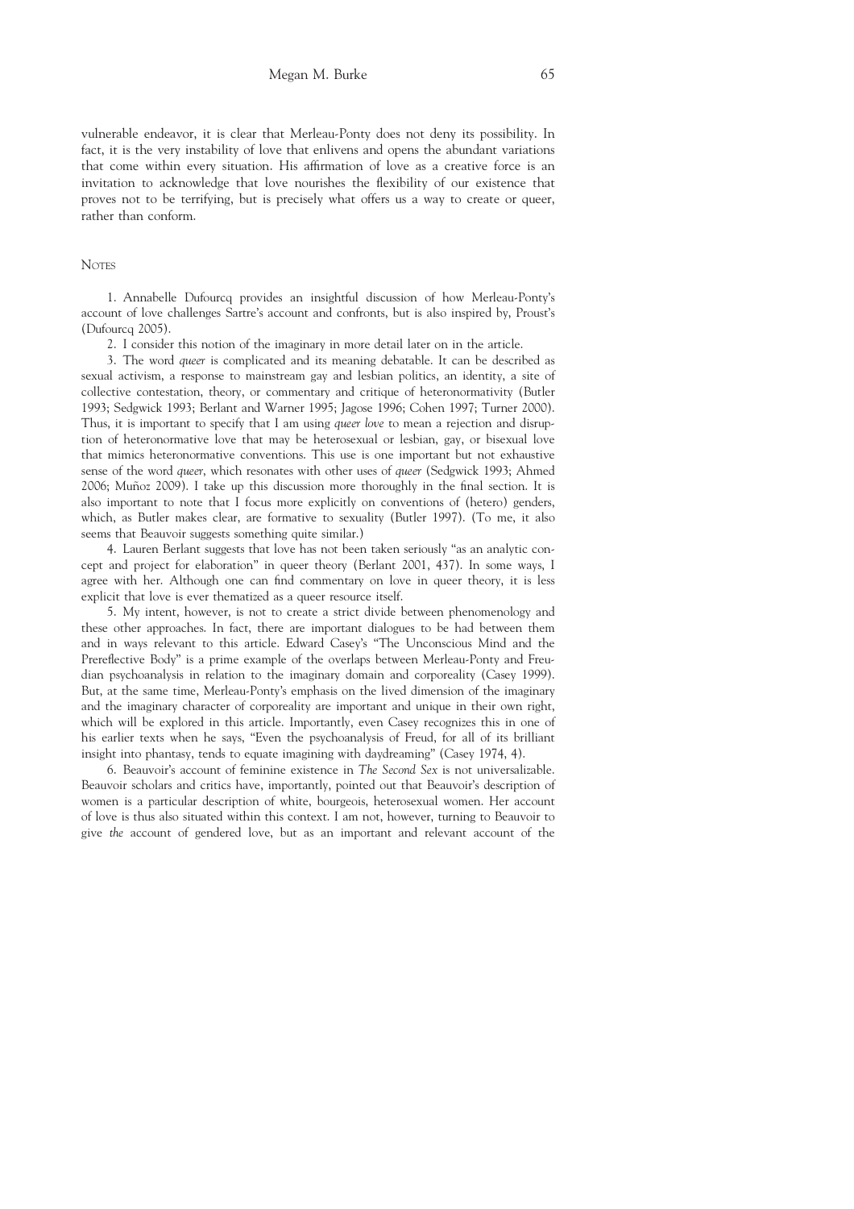vulnerable endeavor, it is clear that Merleau-Ponty does not deny its possibility. In fact, it is the very instability of love that enlivens and opens the abundant variations that come within every situation. His affirmation of love as a creative force is an invitation to acknowledge that love nourishes the flexibility of our existence that proves not to be terrifying, but is precisely what offers us a way to create or queer, rather than conform.

## Notes

1. Annabelle Dufourcq provides an insightful discussion of how Merleau-Ponty's account of love challenges Sartre's account and confronts, but is also inspired by, Proust's (Dufourcq 2005).

2. I consider this notion of the imaginary in more detail later on in the article.

3. The word *queer* is complicated and its meaning debatable. It can be described as sexual activism, a response to mainstream gay and lesbian politics, an identity, a site of collective contestation, theory, or commentary and critique of heteronormativity (Butler 1993; Sedgwick 1993; Berlant and Warner 1995; Jagose 1996; Cohen 1997; Turner 2000). Thus, it is important to specify that I am using *queer love* to mean a rejection and disruption of heteronormative love that may be heterosexual or lesbian, gay, or bisexual love that mimics heteronormative conventions. This use is one important but not exhaustive sense of the word *queer*, which resonates with other uses of *queer* (Sedgwick 1993; Ahmed 2006; Muñoz 2009). I take up this discussion more thoroughly in the final section. It is also important to note that I focus more explicitly on conventions of (hetero) genders, which, as Butler makes clear, are formative to sexuality (Butler 1997). (To me, it also seems that Beauvoir suggests something quite similar.)

4. Lauren Berlant suggests that love has not been taken seriously "as an analytic concept and project for elaboration" in queer theory (Berlant 2001, 437). In some ways, I agree with her. Although one can find commentary on love in queer theory, it is less explicit that love is ever thematized as a queer resource itself.

5. My intent, however, is not to create a strict divide between phenomenology and these other approaches. In fact, there are important dialogues to be had between them and in ways relevant to this article. Edward Casey's "The Unconscious Mind and the Prereflective Body" is a prime example of the overlaps between Merleau-Ponty and Freudian psychoanalysis in relation to the imaginary domain and corporeality (Casey 1999). But, at the same time, Merleau-Ponty's emphasis on the lived dimension of the imaginary and the imaginary character of corporeality are important and unique in their own right, which will be explored in this article. Importantly, even Casey recognizes this in one of his earlier texts when he says, "Even the psychoanalysis of Freud, for all of its brilliant insight into phantasy, tends to equate imagining with daydreaming" (Casey 1974, 4).

6. Beauvoir's account of feminine existence in *The Second Sex* is not universalizable. Beauvoir scholars and critics have, importantly, pointed out that Beauvoir's description of women is a particular description of white, bourgeois, heterosexual women. Her account of love is thus also situated within this context. I am not, however, turning to Beauvoir to give *the* account of gendered love, but as an important and relevant account of the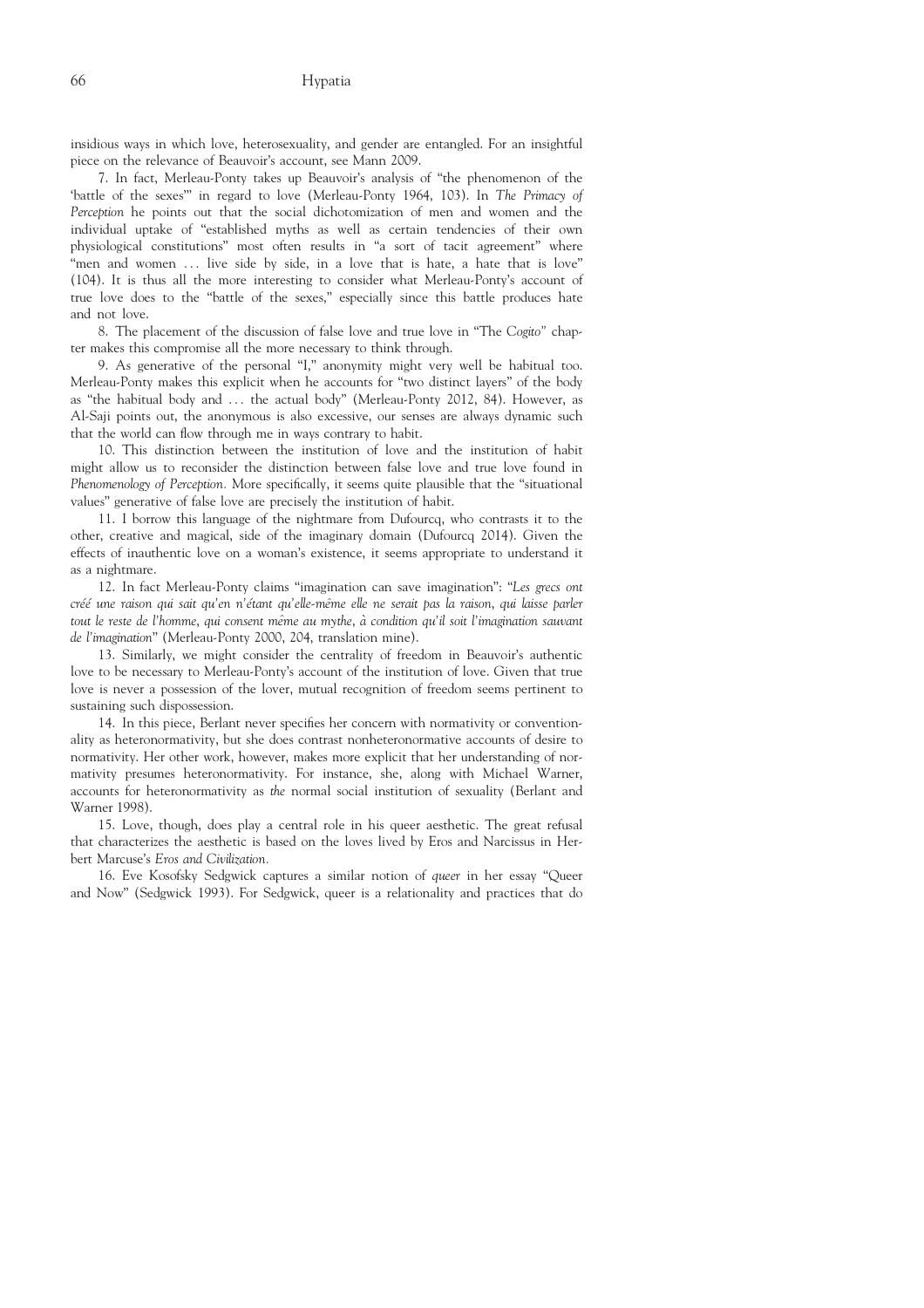insidious ways in which love, heterosexuality, and gender are entangled. For an insightful piece on the relevance of Beauvoir's account, see Mann 2009.

7. In fact, Merleau-Ponty takes up Beauvoir's analysis of "the phenomenon of the 'battle of the sexes'" in regard to love (Merleau-Ponty 1964, 103). In *The Primacy of Perception* he points out that the social dichotomization of men and women and the individual uptake of "established myths as well as certain tendencies of their own physiological constitutions" most often results in "a sort of tacit agreement" where "men and women … live side by side, in a love that is hate, a hate that is love" (104). It is thus all the more interesting to consider what Merleau-Ponty's account of true love does to the "battle of the sexes," especially since this battle produces hate and not love.

8. The placement of the discussion of false love and true love in "The *Cogito*" chapter makes this compromise all the more necessary to think through.

9. As generative of the personal "I," anonymity might very well be habitual too. Merleau-Ponty makes this explicit when he accounts for "two distinct layers" of the body as "the habitual body and … the actual body" (Merleau-Ponty 2012, 84). However, as Al-Saji points out, the anonymous is also excessive, our senses are always dynamic such that the world can flow through me in ways contrary to habit.

10. This distinction between the institution of love and the institution of habit might allow us to reconsider the distinction between false love and true love found in *Phenomenology of Perception.* More specifically, it seems quite plausible that the "situational values" generative of false love are precisely the institution of habit.

11. I borrow this language of the nightmare from Dufourcq, who contrasts it to the other, creative and magical, side of the imaginary domain (Dufourcq 2014). Given the effects of inauthentic love on a woman's existence, it seems appropriate to understand it as a nightmare.

12. In fact Merleau-Ponty claims "imagination can save imagination": "*Les grecs ont créé une raison qui sait qu'en n'étant qu'elle-même elle ne serait pas la raison, qui laisse parler tout le reste de l'homme, qui consent même au mythe, à condition qu'il soit l'imagination sauvant de l'imagination*" (Merleau-Ponty 2000, 204, translation mine).

13. Similarly, we might consider the centrality of freedom in Beauvoir's authentic love to be necessary to Merleau-Ponty's account of the institution of love. Given that true love is never a possession of the lover, mutual recognition of freedom seems pertinent to sustaining such dispossession.

14. In this piece, Berlant never specifies her concern with normativity or conventionality as heteronormativity, but she does contrast nonheteronormative accounts of desire to normativity. Her other work, however, makes more explicit that her understanding of normativity presumes heteronormativity. For instance, she, along with Michael Warner, accounts for heteronormativity as *the* normal social institution of sexuality (Berlant and Warner 1998).

15. Love, though, does play a central role in his queer aesthetic. The great refusal that characterizes the aesthetic is based on the loves lived by Eros and Narcissus in Herbert Marcuse's *Eros and Civilization.*

16. Eve Kosofsky Sedgwick captures a similar notion of *queer* in her essay "Queer and Now" (Sedgwick 1993). For Sedgwick, queer is a relationality and practices that do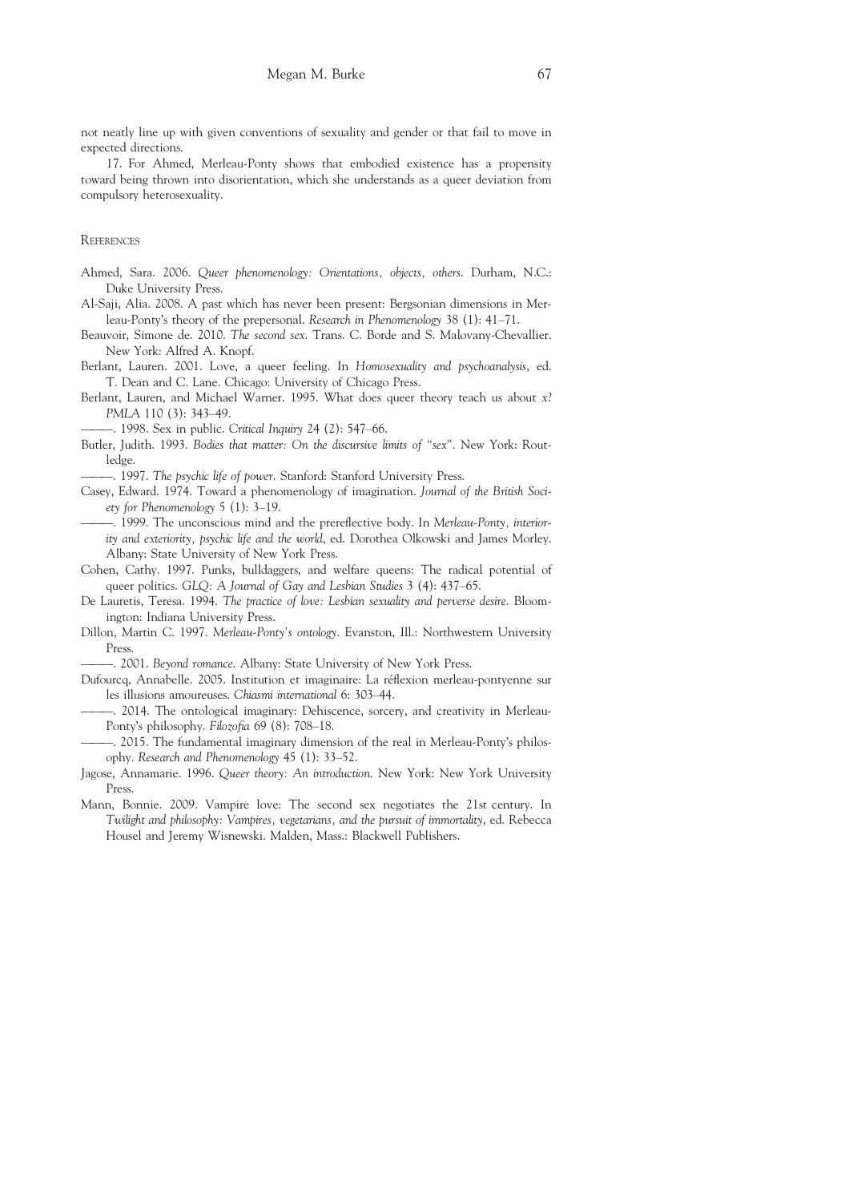not neatly line up with given conventions of sexuality and gender or that fail to move in expected directions.

17. For Ahmed, Merleau-Ponty shows that embodied existence has a propensity toward being thrown into disorientation, which she understands as a queer deviation from compulsory heterosexuality.

## References

Ahmed, Sara. 2006. *Queer phenomenology: Orientations, objects, others*. Durham, N.C.: Duke University Press.

Al-Saji, Alia. 2008. A past which has never been present: Bergsonian dimensions in Merleau-Ponty's theory of the prepersonal. *Research in Phenomenology* 38 (1): 41–71.

Beauvoir, Simone de. 2010. *The second sex*. Trans. C. Borde and S. Malovany-Chevallier. New York: Alfred A. Knopf.

Berlant, Lauren. 2001. Love, a queer feeling. In *Homosexuality and psychoanalysis*, ed. T. Dean and C. Lane. Chicago: University of Chicago Press.

Berlant, Lauren, and Michael Warner. 1995. What does queer theory teach us about *x*? *PMLA* 110 (3): 343–49.

———. 1998. Sex in public. *Critical Inquiry* 24 (2): 547–66.

Butler, Judith. 1993. *Bodies that matter: On the discursive limits of "sex"*. New York: Routledge.

———. 1997. *The psychic life of power*. Stanford: Stanford University Press.

Casey, Edward. 1974. Toward a phenomenology of imagination. *Journal of the British Society for Phenomenology* 5 (1): 3–19.

———. 1999. The unconscious mind and the prereflective body. In *Merleau-Ponty, interiority and exteriority, psychic life and the world*, ed. Dorothea Olkowski and James Morley. Albany: State University of New York Press.

Cohen, Cathy. 1997. Punks, bulldaggers, and welfare queens: The radical potential of queer politics. *GLQ: A Journal of Gay and Lesbian Studies* 3 (4): 437–65.

De Lauretis, Teresa. 1994. *The practice of love: Lesbian sexuality and perverse desire*. Bloomington: Indiana University Press.

Dillon, Martin C. 1997. *Merleau-Ponty's ontology*. Evanston, Ill.: Northwestern University Press.

———. 2001. *Beyond romance*. Albany: State University of New York Press.

Dufourcq, Annabelle. 2005. Institution et imaginaire: La réflexion merleau-pontyenne sur les illusions amoureuses. *Chiasmi international* 6: 303–44.

———. 2014. The ontological imaginary: Dehiscence, sorcery, and creativity in Merleau-Ponty's philosophy. *Filozofia* 69 (8): 708–18.

———. 2015. The fundamental imaginary dimension of the real in Merleau-Ponty's philosophy. *Research and Phenomenology* 45 (1): 33–52.

Jagose, Annamarie. 1996. *Queer theory: An introduction*. New York: New York University Press.

Mann, Bonnie. 2009. Vampire love: The second sex negotiates the 21st century. In *Twilight and philosophy: Vampires, vegetarians, and the pursuit of immortality*, ed. Rebecca Housel and Jeremy Wisnewski. Malden, Mass.: Blackwell Publishers.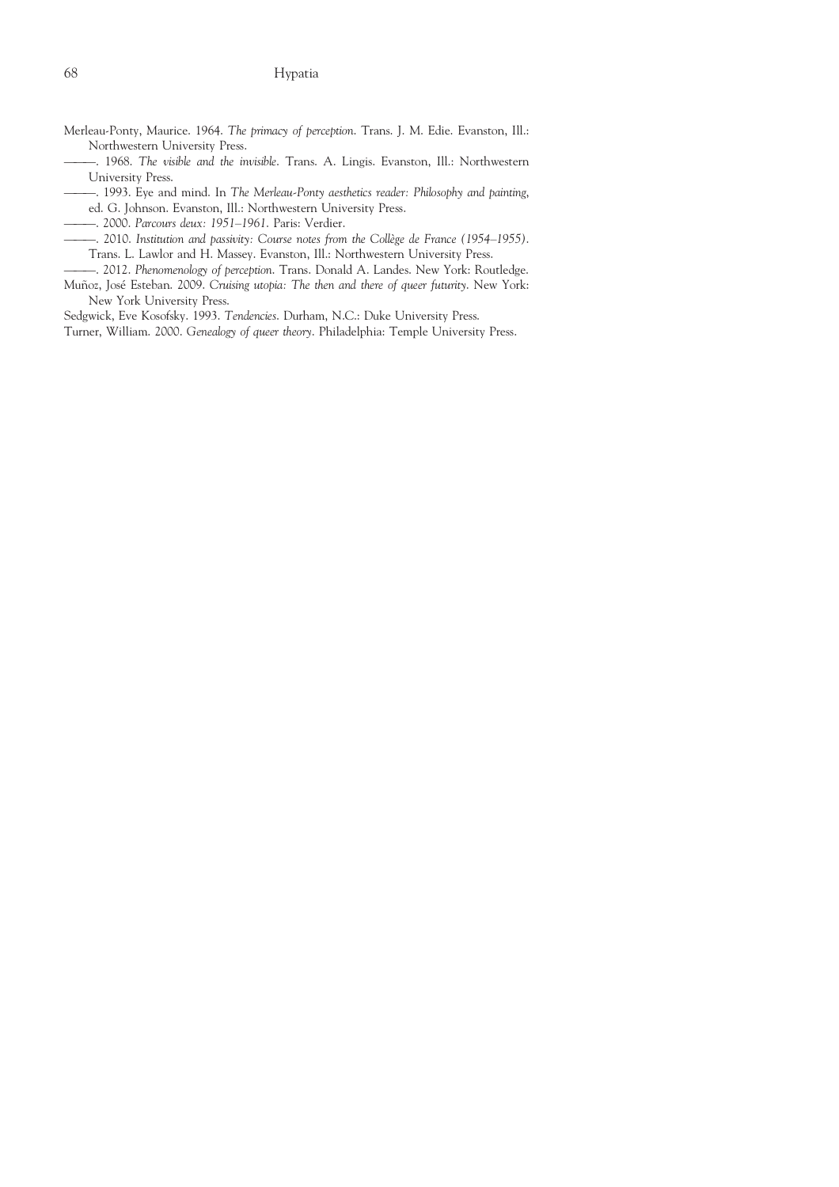Merleau-Ponty, Maurice. 1964. *The primacy of perception*. Trans. J. M. Edie. Evanston, Ill.: Northwestern University Press.

———. 1968. *The visible and the invisible*. Trans. A. Lingis. Evanston, Ill.: Northwestern University Press.

———. 1993. Eye and mind. In *The Merleau-Ponty aesthetics reader: Philosophy and painting*, ed. G. Johnson. Evanston, Ill.: Northwestern University Press.

———. 2000. *Parcours deux: 1951–1961*. Paris: Verdier.

———. 2010. *Institution and passivity: Course notes from the Collège de France (1954–1955)*. Trans. L. Lawlor and H. Massey. Evanston, Ill.: Northwestern University Press.

———. 2012. *Phenomenology of perception*. Trans. Donald A. Landes. New York: Routledge.

Muñoz, José Esteban. 2009. *Cruising utopia: The then and there of queer futurity*. New York: New York University Press.

Sedgwick, Eve Kosofsky. 1993. *Tendencies*. Durham, N.C.: Duke University Press.

Turner, William. 2000. *Genealogy of queer theory*. Philadelphia: Temple University Press.